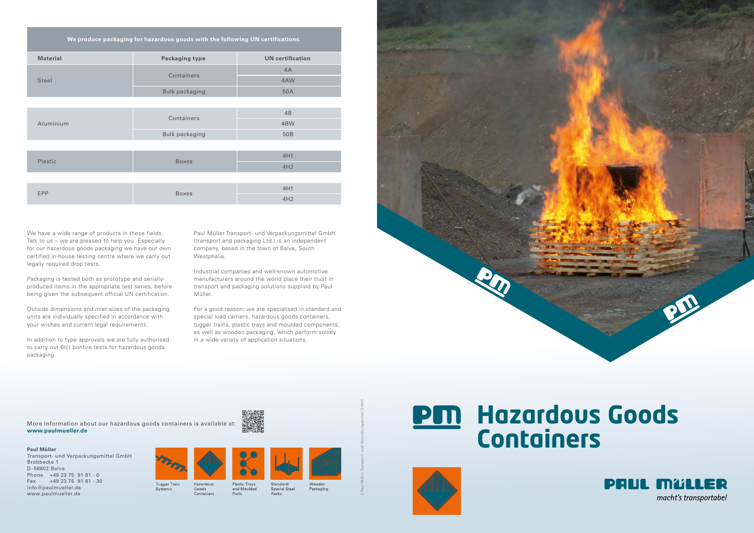# Hazardous Goods Containers

**We produce packaging for hazardous goods with the following UN certifications:**

| Material | Packaging type | UN certification |
|---|---|---|
| Steel | Containers | 4A |
| | | 4AW |
| | Bulk packaging | 50A |
| Aluminium | Containers | 4B |
| | | 4BW |
| | Bulk packaging | 50B |
| Plastic | Boxes | 4H1 |
| | | 4H2 |
| EPP | Boxes | 4H1 |
| | | 4H2 |

We have a wide range of products in these fields. Talk to us – we are pleased to help you. Especially for our hazardous goods packaging we have our own certified in-house testing centre where we carry out legally required drop tests.

Packaging is tested both as prototype and serially-produced items in the appropriate test series, before being given the subsequent official UN certification.

Outside dimensions and inlet sizes of the packaging units are individually specified in accordance with your wishes and current legal requirements.

In addition to type approvals we are fully authorised to carry out 6(c) bonfire tests for hazardous goods packaging.

Paul Müller Transport- und Verpackungsmittel GmbH (transport and packaging Ltd.) is an independent company, based in the town of Balve, South Westphalia.

Industrial companies and well-known automotive manufacturers around the world place their trust in transport and packaging solutions supplied by Paul Müller.

For a good reason: we are specialised in standard and special load carriers, hazardous goods containers, tugger trains, plastic trays and moulded components, as well as wooden packaging, which perform solidly in a wide variety of application situations.

More information about our hazardous goods containers is available at: **www.paulmueller.de**

**Paul Müller**
Transport- und Verpackungsmittel GmbH
Brobbecke 1
D-58802 Balve
Phone +49 23 75 91 81 - 0
Fax +49 23 75 91 81 - 30
info@paulmueller.de
www.paulmueller.de

Tugger Train Systems | Hazardous Goods Containers | Plastic Trays and Moulded Parts | Standard/ Special Steel Racks | Wooden Packaging

© Paul Müller Transport- und Verpackungsmittel GmbH

PAUL MÜLLER
*macht's transportabel*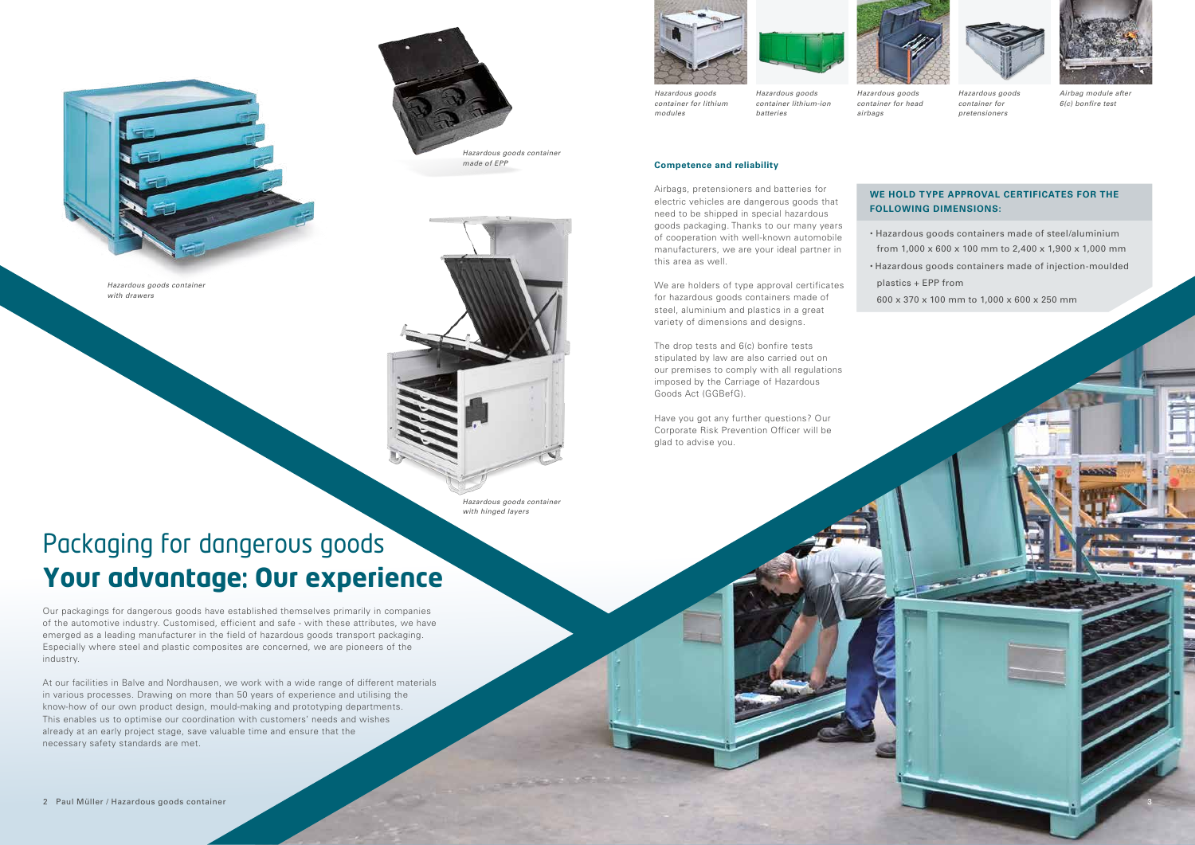Hazardous goods container with drawers

Hazardous goods container made of EPP

Hazardous goods container with hinged layers

# Packaging for dangerous goods
# **Your advantage: Our experience**

Our packagings for dangerous goods have established themselves primarily in companies of the automotive industry. Customised, efficient and safe - with these attributes, we have emerged as a leading manufacturer in the field of hazardous goods transport packaging. Especially where steel and plastic composites are concerned, we are pioneers of the industry.

At our facilities in Balve and Nordhausen, we work with a wide range of different materials in various processes. Drawing on more than 50 years of experience and utilising the know-how of our own product design, mould-making and prototyping departments. This enables us to optimise our coordination with customers' needs and wishes already at an early project stage, save valuable time and ensure that the necessary safety standards are met.

*Hazardous goods container for lithium modules*

*Hazardous goods container lithium-ion batteries*

*Hazardous goods container for head airbags*

*Hazardous goods container for pretensioners*

*Airbag module after 6(c) bonfire test*

**Competence and reliability**

Airbags, pretensioners and batteries for electric vehicles are dangerous goods that need to be shipped in special hazardous goods packaging. Thanks to our many years of cooperation with well-known automobile manufacturers, we are your ideal partner in this area as well.

We are holders of type approval certificates for hazardous goods containers made of steel, aluminium and plastics in a great variety of dimensions and designs.

The drop tests and 6(c) bonfire tests stipulated by law are also carried out on our premises to comply with all regulations imposed by the Carriage of Hazardous Goods Act (GGBefG).

Have you got any further questions? Our Corporate Risk Prevention Officer will be glad to advise you.

**WE HOLD TYPE APPROVAL CERTIFICATES FOR THE FOLLOWING DIMENSIONS:**

- Hazardous goods containers made of steel/aluminium from 1,000 x 600 x 100 mm to 2,400 x 1,900 x 1,000 mm
- Hazardous goods containers made of injection-moulded plastics + EPP from 600 x 370 x 100 mm to 1,000 x 600 x 250 mm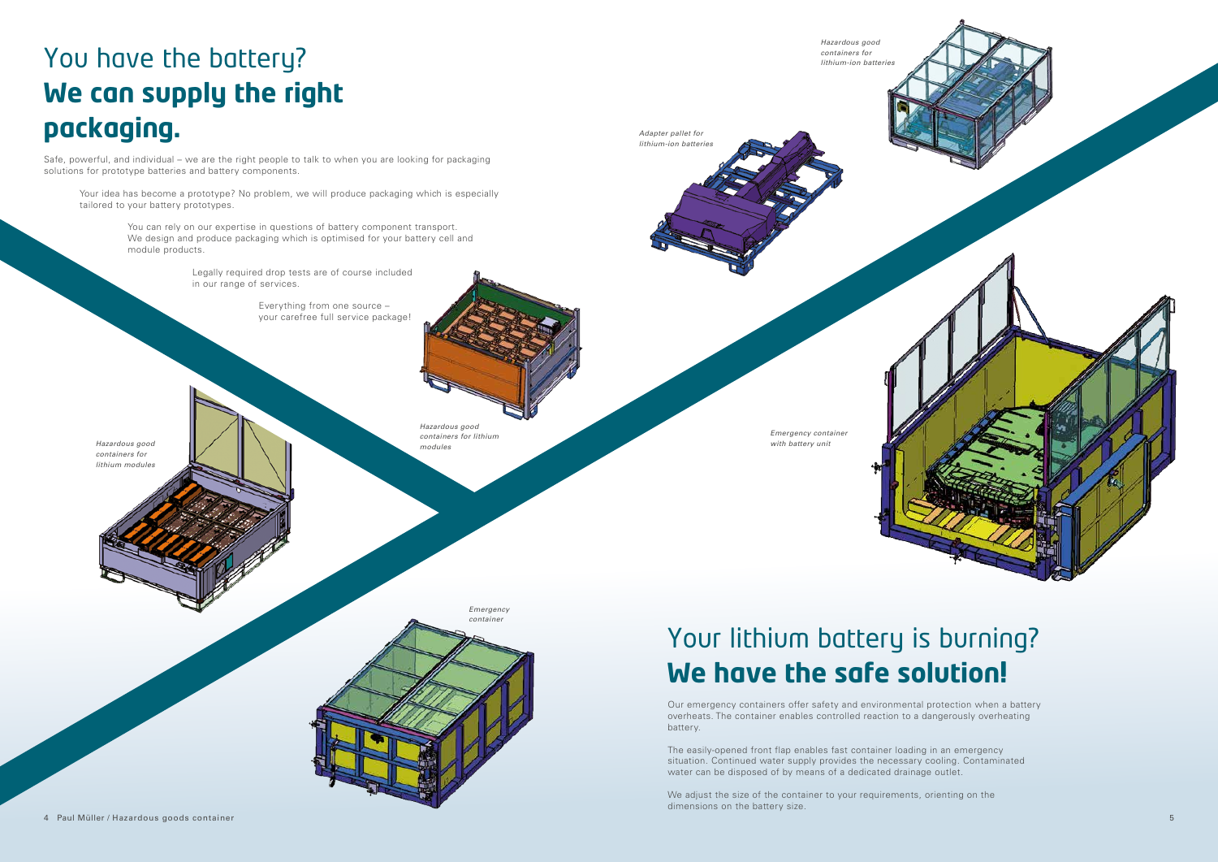# You have the battery? **We can supply the right packaging.**

Safe, powerful, and individual – we are the right people to talk to when you are looking for packaging solutions for prototype batteries and battery components.

Your idea has become a prototype? No problem, we will produce packaging which is especially tailored to your battery prototypes.

You can rely on our expertise in questions of battery component transport. We design and produce packaging which is optimised for your battery cell and module products.

Legally required drop tests are of course included in our range of services.

Everything from one source – your carefree full service package!

*Hazardous good containers for lithium modules*

*Hazardous good containers for lithium modules*

*Adapter pallet for lithium-ion batteries*

*Hazardous good containers for lithium-ion batteries*

*Emergency container with battery unit*

*Emergency container*

# Your lithium battery is burning? **We have the safe solution!**

Our emergency containers offer safety and environmental protection when a battery overheats. The container enables controlled reaction to a dangerously overheating battery.

The easily-opened front flap enables fast container loading in an emergency situation. Continued water supply provides the necessary cooling. Contaminated water can be disposed of by means of a dedicated drainage outlet.

We adjust the size of the container to your requirements, orienting on the dimensions on the battery size.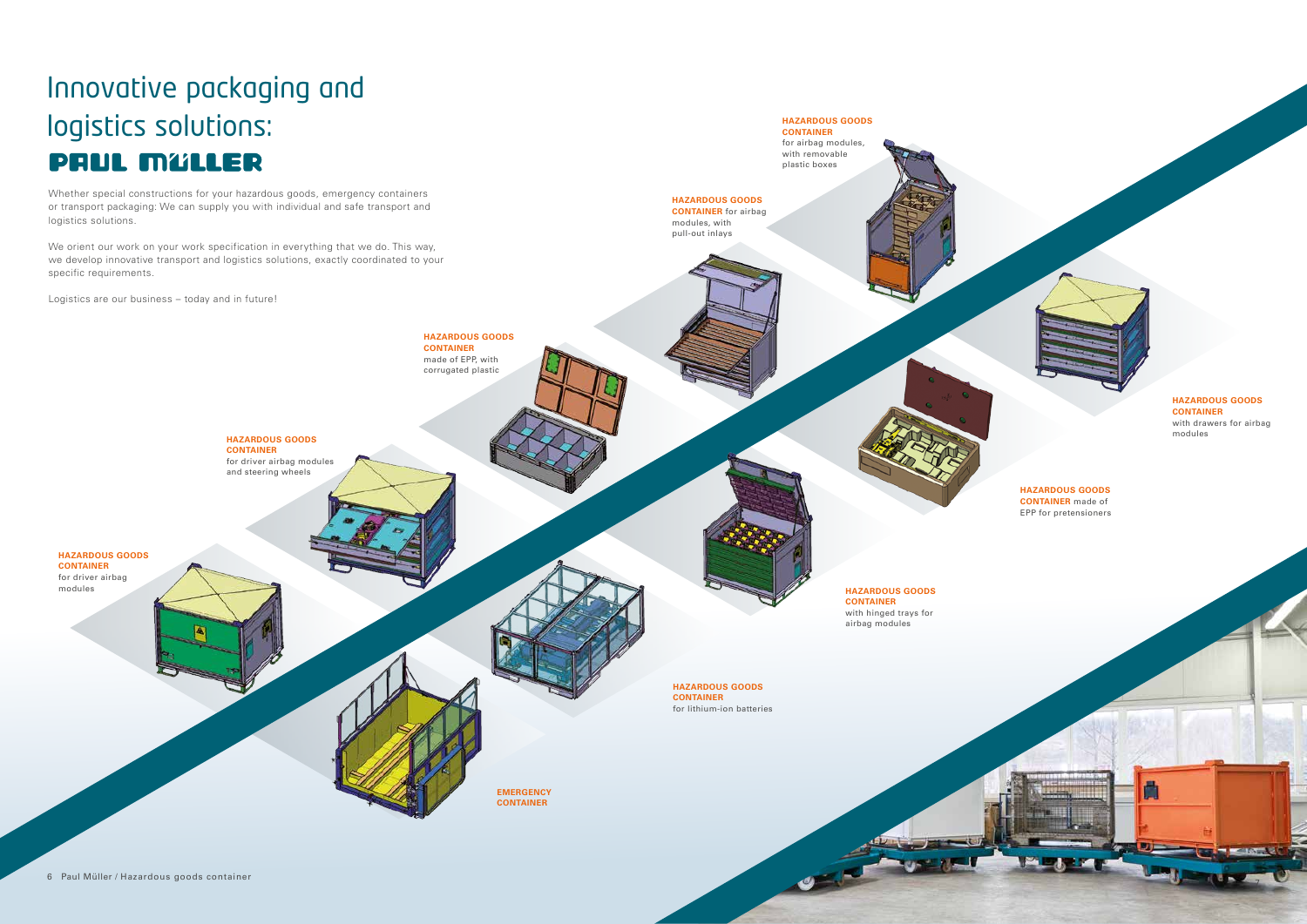# Innovative packaging and logistics solutions: PAUL MÜLLER

Whether special constructions for your hazardous goods, emergency containers or transport packaging: We can supply you with individual and safe transport and logistics solutions.

We orient our work on your work specification in everything that we do. This way, we develop innovative transport and logistics solutions, exactly coordinated to your specific requirements.

Logistics are our business – today and in future!

**HAZARDOUS GOODS CONTAINER** for driver airbag modules

**HAZARDOUS GOODS CONTAINER** for driver airbag modules and steering wheels

**HAZARDOUS GOODS CONTAINER** made of EPP, with corrugated plastic

**EMERGENCY CONTAINER**

**HAZARDOUS GOODS CONTAINER** for lithium-ion batteries

**HAZARDOUS GOODS CONTAINER** for airbag modules, with pull-out inlays

**HAZARDOUS GOODS CONTAINER** for airbag modules, with removable plastic boxes

**HAZARDOUS GOODS CONTAINER** with hinged trays for airbag modules

**HAZARDOUS GOODS CONTAINER** made of EPP for pretensioners

**HAZARDOUS GOODS CONTAINER** with drawers for airbag modules